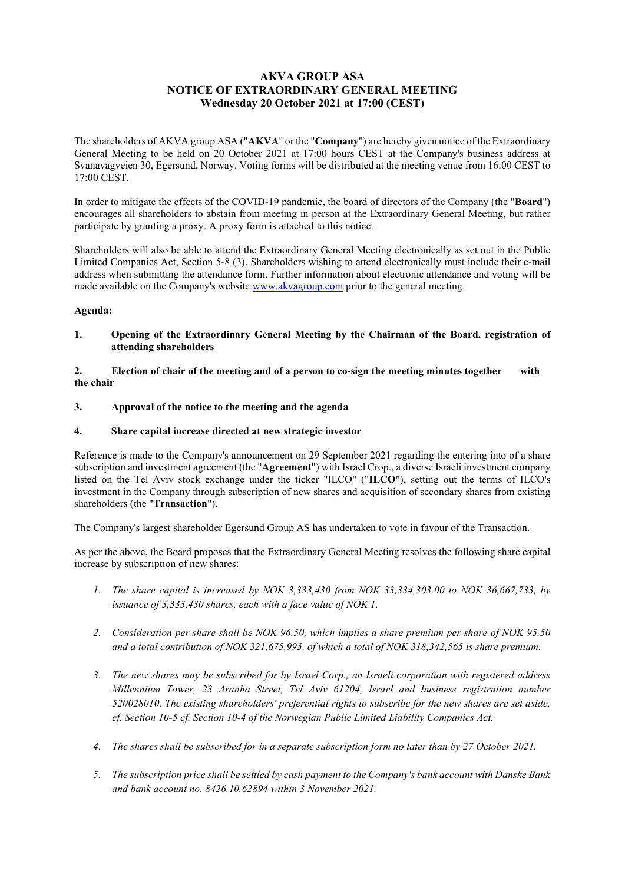# AKVA GROUP ASA
# NOTICE OF EXTRAORDINARY GENERAL MEETING
## Wednesday 20 October 2021 at 17:00 (CEST)

The shareholders of AKVA group ASA ("**AKVA**" or the "**Company**") are hereby given notice of the Extraordinary General Meeting to be held on 20 October 2021 at 17:00 hours CEST at the Company's business address at Svanavågveien 30, Egersund, Norway. Voting forms will be distributed at the meeting venue from 16:00 CEST to 17:00 CEST.

In order to mitigate the effects of the COVID-19 pandemic, the board of directors of the Company (the "**Board**") encourages all shareholders to abstain from meeting in person at the Extraordinary General Meeting, but rather participate by granting a proxy. A proxy form is attached to this notice.

Shareholders will also be able to attend the Extraordinary General Meeting electronically as set out in the Public Limited Companies Act, Section 5-8 (3). Shareholders wishing to attend electronically must include their e-mail address when submitting the attendance form. Further information about electronic attendance and voting will be made available on the Company's website www.akvagroup.com prior to the general meeting.

**Agenda:**

**1. Opening of the Extraordinary General Meeting by the Chairman of the Board, registration of attending shareholders**

**2. Election of chair of the meeting and of a person to co-sign the meeting minutes together with the chair**

**3. Approval of the notice to the meeting and the agenda**

**4. Share capital increase directed at new strategic investor**

Reference is made to the Company's announcement on 29 September 2021 regarding the entering into of a share subscription and investment agreement (the "**Agreement**") with Israel Crop., a diverse Israeli investment company listed on the Tel Aviv stock exchange under the ticker "ILCO" ("**ILCO**"), setting out the terms of ILCO's investment in the Company through subscription of new shares and acquisition of secondary shares from existing shareholders (the "**Transaction**").

The Company's largest shareholder Egersund Group AS has undertaken to vote in favour of the Transaction.

As per the above, the Board proposes that the Extraordinary General Meeting resolves the following share capital increase by subscription of new shares:

1. *The share capital is increased by NOK 3,333,430 from NOK 33,334,303.00 to NOK 36,667,733, by issuance of 3,333,430 shares, each with a face value of NOK 1.*

2. *Consideration per share shall be NOK 96.50, which implies a share premium per share of NOK 95.50 and a total contribution of NOK 321,675,995, of which a total of NOK 318,342,565 is share premium.*

3. *The new shares may be subscribed for by Israel Corp., an Israeli corporation with registered address Millennium Tower, 23 Aranha Street, Tel Aviv 61204, Israel and business registration number 520028010. The existing shareholders' preferential rights to subscribe for the new shares are set aside, cf. Section 10-5 cf. Section 10-4 of the Norwegian Public Limited Liability Companies Act.*

4. *The shares shall be subscribed for in a separate subscription form no later than by 27 October 2021.*

5. *The subscription price shall be settled by cash payment to the Company's bank account with Danske Bank and bank account no. 8426.10.62894 within 3 November 2021.*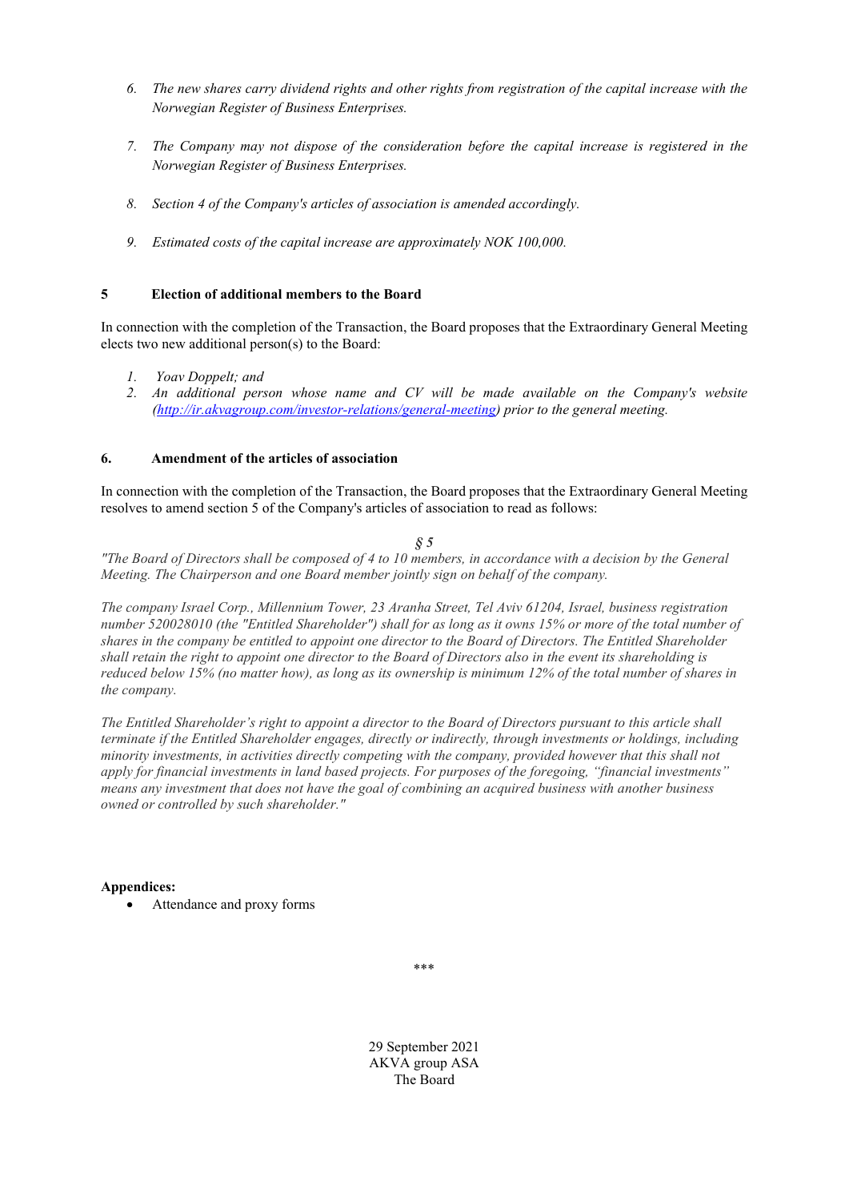6. *The new shares carry dividend rights and other rights from registration of the capital increase with the Norwegian Register of Business Enterprises.*

7. *The Company may not dispose of the consideration before the capital increase is registered in the Norwegian Register of Business Enterprises.*

8. *Section 4 of the Company's articles of association is amended accordingly.*

9. *Estimated costs of the capital increase are approximately NOK 100,000.*

## 5 Election of additional members to the Board

In connection with the completion of the Transaction, the Board proposes that the Extraordinary General Meeting elects two new additional person(s) to the Board:

1. *Yoav Doppelt; and*
2. *An additional person whose name and CV will be made available on the Company's website (http://ir.akvagroup.com/investor-relations/general-meeting) prior to the general meeting.*

## 6. Amendment of the articles of association

In connection with the completion of the Transaction, the Board proposes that the Extraordinary General Meeting resolves to amend section 5 of the Company's articles of association to read as follows:

*§ 5*

*"The Board of Directors shall be composed of 4 to 10 members, in accordance with a decision by the General Meeting. The Chairperson and one Board member jointly sign on behalf of the company.*

*The company Israel Corp., Millennium Tower, 23 Aranha Street, Tel Aviv 61204, Israel, business registration number 520028010 (the "Entitled Shareholder") shall for as long as it owns 15% or more of the total number of shares in the company be entitled to appoint one director to the Board of Directors. The Entitled Shareholder shall retain the right to appoint one director to the Board of Directors also in the event its shareholding is reduced below 15% (no matter how), as long as its ownership is minimum 12% of the total number of shares in the company.*

*The Entitled Shareholder's right to appoint a director to the Board of Directors pursuant to this article shall terminate if the Entitled Shareholder engages, directly or indirectly, through investments or holdings, including minority investments, in activities directly competing with the company, provided however that this shall not apply for financial investments in land based projects. For purposes of the foregoing, "financial investments" means any investment that does not have the goal of combining an acquired business with another business owned or controlled by such shareholder."*

**Appendices:**

- Attendance and proxy forms

\*\*\*

29 September 2021
AKVA group ASA
The Board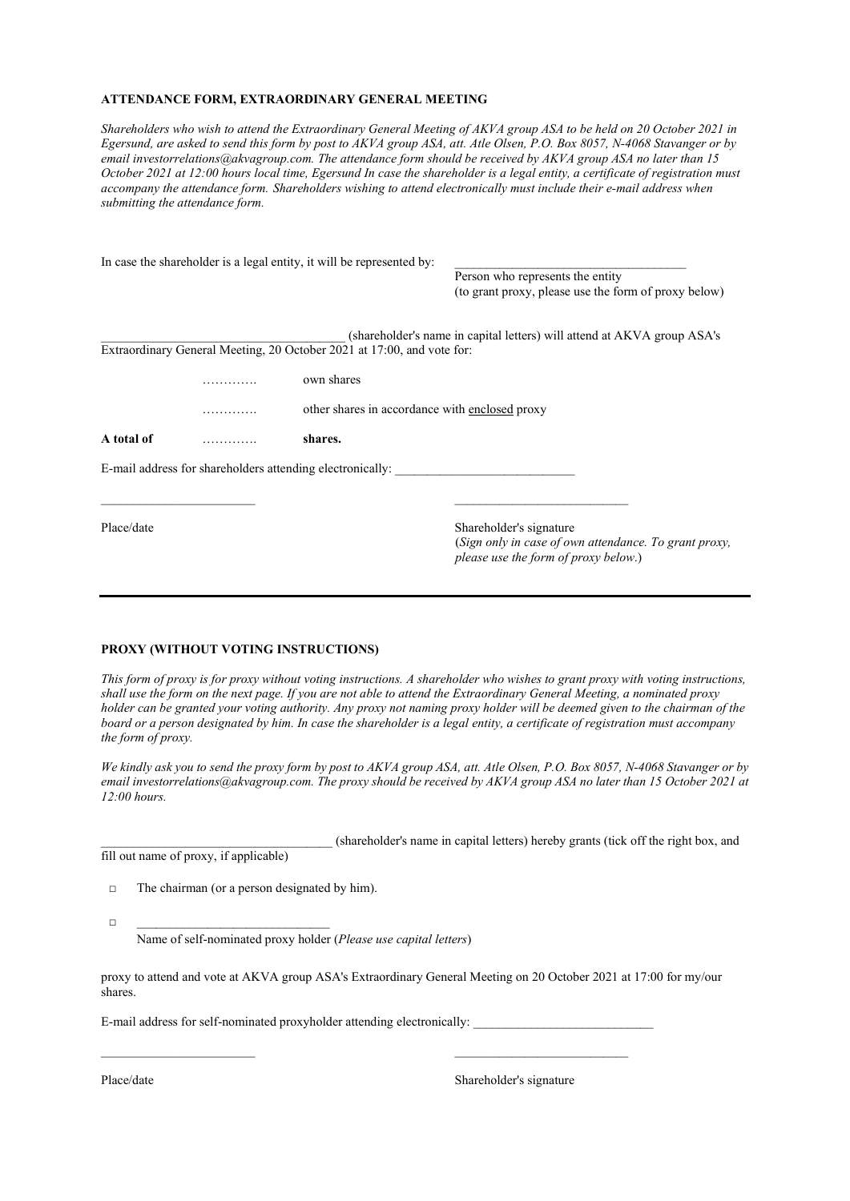**ATTENDANCE FORM, EXTRAORDINARY GENERAL MEETING**

*Shareholders who wish to attend the Extraordinary General Meeting of AKVA group ASA to be held on 20 October 2021 in Egersund, are asked to send this form by post to AKVA group ASA, att. Atle Olsen, P.O. Box 8057, N-4068 Stavanger or by email investorrelations@akvagroup.com. The attendance form should be received by AKVA group ASA no later than 15 October 2021 at 12:00 hours local time, Egersund In case the shareholder is a legal entity, a certificate of registration must accompany the attendance form. Shareholders wishing to attend electronically must include their e-mail address when submitting the attendance form.*

In case the shareholder is a legal entity, it will be represented by: ____________________________________
Person who represents the entity
(to grant proxy, please use the form of proxy below)

______________________________________ (shareholder's name in capital letters) will attend at AKVA group ASA's Extraordinary General Meeting, 20 October 2021 at 17:00, and vote for:

| | | |
|---|---|---|
| | …………. | own shares |
| | …………. | other shares in accordance with enclosed proxy |
| **A total of** | …………. | **shares.** |

E-mail address for shareholders attending electronically: ____________________________

________________________ ____________________________

Place/date

Shareholder's signature
(*Sign only in case of own attendance. To grant proxy, please use the form of proxy below.*)

---

**PROXY (WITHOUT VOTING INSTRUCTIONS)**

*This form of proxy is for proxy without voting instructions. A shareholder who wishes to grant proxy with voting instructions, shall use the form on the next page. If you are not able to attend the Extraordinary General Meeting, a nominated proxy holder can be granted your voting authority. Any proxy not naming proxy holder will be deemed given to the chairman of the board or a person designated by him. In case the shareholder is a legal entity, a certificate of registration must accompany the form of proxy.*

*We kindly ask you to send the proxy form by post to AKVA group ASA, att. Atle Olsen, P.O. Box 8057, N-4068 Stavanger or by email investorrelations@akvagroup.com. The proxy should be received by AKVA group ASA no later than 15 October 2021 at 12:00 hours.*

____________________________________ (shareholder's name in capital letters) hereby grants (tick off the right box, and fill out name of proxy, if applicable)

□ The chairman (or a person designated by him).

□ ______________________________
Name of self-nominated proxy holder (*Please use capital letters*)

proxy to attend and vote at AKVA group ASA's Extraordinary General Meeting on 20 October 2021 at 17:00 for my/our shares.

E-mail address for self-nominated proxyholder attending electronically: ____________________________

________________________ ____________________________

Place/date

Shareholder's signature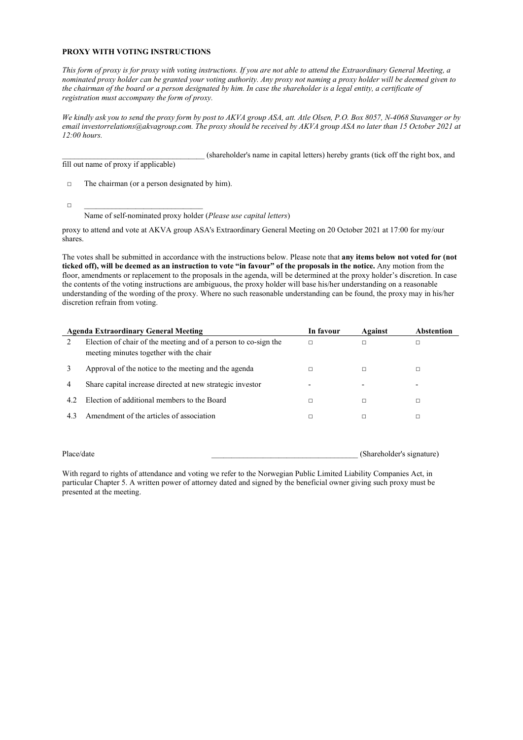**PROXY WITH VOTING INSTRUCTIONS**

*This form of proxy is for proxy with voting instructions. If you are not able to attend the Extraordinary General Meeting, a nominated proxy holder can be granted your voting authority. Any proxy not naming a proxy holder will be deemed given to the chairman of the board or a person designated by him. In case the shareholder is a legal entity, a certificate of registration must accompany the form of proxy.*

*We kindly ask you to send the proxy form by post to AKVA group ASA, att. Atle Olsen, P.O. Box 8057, N-4068 Stavanger or by email investorrelations@akvagroup.com. The proxy should be received by AKVA group ASA no later than 15 October 2021 at 12:00 hours.*

____________________________________ (shareholder's name in capital letters) hereby grants (tick off the right box, and fill out name of proxy if applicable)

□ The chairman (or a person designated by him).

□ ______________________________
Name of self-nominated proxy holder (*Please use capital letters*)

proxy to attend and vote at AKVA group ASA's Extraordinary General Meeting on 20 October 2021 at 17:00 for my/our shares.

The votes shall be submitted in accordance with the instructions below. Please note that **any items below not voted for (not ticked off), will be deemed as an instruction to vote "in favour" of the proposals in the notice.** Any motion from the floor, amendments or replacement to the proposals in the agenda, will be determined at the proxy holder's discretion. In case the contents of the voting instructions are ambiguous, the proxy holder will base his/her understanding on a reasonable understanding of the wording of the proxy. Where no such reasonable understanding can be found, the proxy may in his/her discretion refrain from voting.

| Agenda Extraordinary General Meeting | | In favour | Against | Abstention |
|---|---|---|---|---|
| 2 | Election of chair of the meeting and of a person to co-sign the meeting minutes together with the chair | □ | □ | □ |
| 3 | Approval of the notice to the meeting and the agenda | □ | □ | □ |
| 4 | Share capital increase directed at new strategic investor | - | - | - |
| 4.2 | Election of additional members to the Board | □ | □ | □ |
| 4.3 | Amendment of the articles of association | □ | □ | □ |

Place/date ____________________________________ (Shareholder's signature)

With regard to rights of attendance and voting we refer to the Norwegian Public Limited Liability Companies Act, in particular Chapter 5. A written power of attorney dated and signed by the beneficial owner giving such proxy must be presented at the meeting.